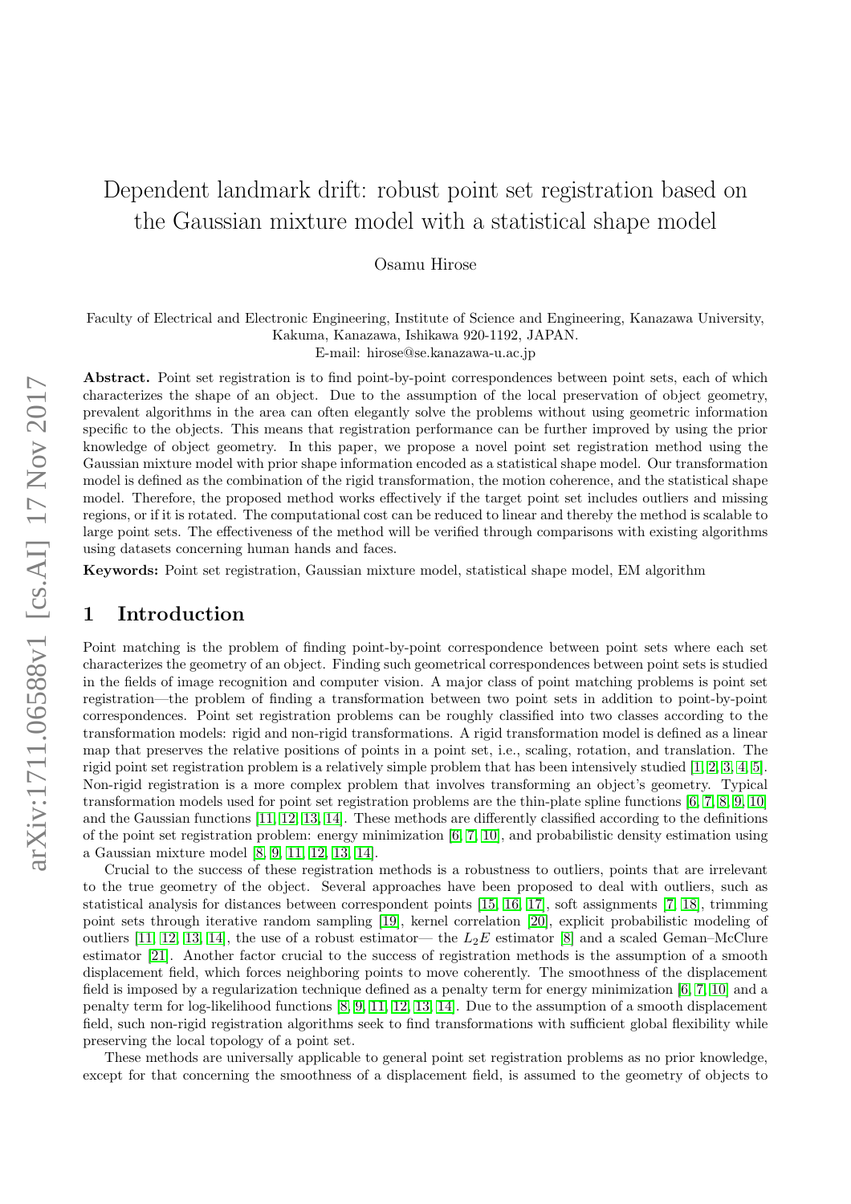# Dependent landmark drift: robust point set registration based on the Gaussian mixture model with a statistical shape model

Osamu Hirose

Faculty of Electrical and Electronic Engineering, Institute of Science and Engineering, Kanazawa University, Kakuma, Kanazawa, Ishikawa 920-1192, JAPAN.
E-mail: hirose@se.kanazawa-u.ac.jp

**Abstract.** Point set registration is to find point-by-point correspondences between point sets, each of which characterizes the shape of an object. Due to the assumption of the local preservation of object geometry, prevalent algorithms in the area can often elegantly solve the problems without using geometric information specific to the objects. This means that registration performance can be further improved by using the prior knowledge of object geometry. In this paper, we propose a novel point set registration method using the Gaussian mixture model with prior shape information encoded as a statistical shape model. Our transformation model is defined as the combination of the rigid transformation, the motion coherence, and the statistical shape model. Therefore, the proposed method works effectively if the target point set includes outliers and missing regions, or if it is rotated. The computational cost can be reduced to linear and thereby the method is scalable to large point sets. The effectiveness of the method will be verified through comparisons with existing algorithms using datasets concerning human hands and faces.

**Keywords:** Point set registration, Gaussian mixture model, statistical shape model, EM algorithm

## 1 Introduction

Point matching is the problem of finding point-by-point correspondence between point sets where each set characterizes the geometry of an object. Finding such geometrical correspondences between point sets is studied in the fields of image recognition and computer vision. A major class of point matching problems is point set registration—the problem of finding a transformation between two point sets in addition to point-by-point correspondences. Point set registration problems can be roughly classified into two classes according to the transformation models: rigid and non-rigid transformations. A rigid transformation model is defined as a linear map that preserves the relative positions of points in a point set, i.e., scaling, rotation, and translation. The rigid point set registration problem is a relatively simple problem that has been intensively studied [1, 2, 3, 4, 5]. Non-rigid registration is a more complex problem that involves transforming an object's geometry. Typical transformation models used for point set registration problems are the thin-plate spline functions [6, 7, 8, 9, 10] and the Gaussian functions [11, 12, 13, 14]. These methods are differently classified according to the definitions of the point set registration problem: energy minimization [6, 7, 10], and probabilistic density estimation using a Gaussian mixture model [8, 9, 11, 12, 13, 14].

Crucial to the success of these registration methods is a robustness to outliers, points that are irrelevant to the true geometry of the object. Several approaches have been proposed to deal with outliers, such as statistical analysis for distances between correspondent points [15, 16, 17], soft assignments [7, 18], trimming point sets through iterative random sampling [19], kernel correlation [20], explicit probabilistic modeling of outliers [11, 12, 13, 14], the use of a robust estimator— the $L_2E$ estimator [8] and a scaled Geman–McClure estimator [21]. Another factor crucial to the success of registration methods is the assumption of a smooth displacement field, which forces neighboring points to move coherently. The smoothness of the displacement field is imposed by a regularization technique defined as a penalty term for energy minimization [6, 7, 10] and a penalty term for log-likelihood functions [8, 9, 11, 12, 13, 14]. Due to the assumption of a smooth displacement field, such non-rigid registration algorithms seek to find transformations with sufficient global flexibility while preserving the local topology of a point set.

These methods are universally applicable to general point set registration problems as no prior knowledge, except for that concerning the smoothness of a displacement field, is assumed to the geometry of objects to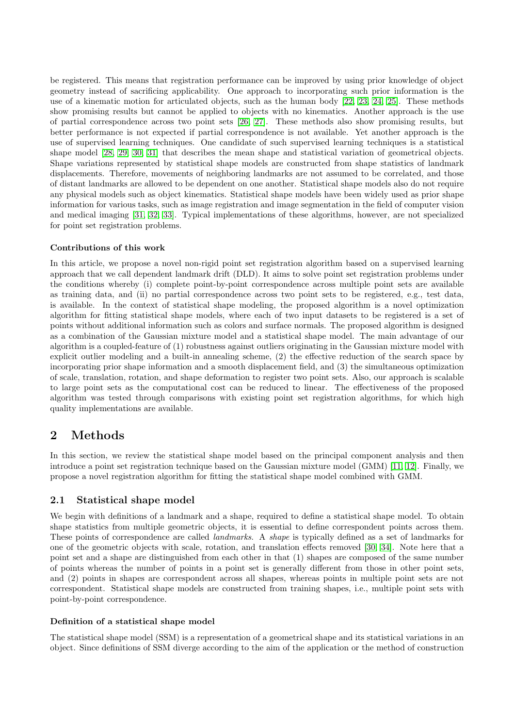be registered. This means that registration performance can be improved by using prior knowledge of object geometry instead of sacrificing applicability. One approach to incorporating such prior information is the use of a kinematic motion for articulated objects, such as the human body [22, 23, 24, 25]. These methods show promising results but cannot be applied to objects with no kinematics. Another approach is the use of partial correspondence across two point sets [26, 27]. These methods also show promising results, but better performance is not expected if partial correspondence is not available. Yet another approach is the use of supervised learning techniques. One candidate of such supervised learning techniques is a statistical shape model [28, 29, 30, 31] that describes the mean shape and statistical variation of geometrical objects. Shape variations represented by statistical shape models are constructed from shape statistics of landmark displacements. Therefore, movements of neighboring landmarks are not assumed to be correlated, and those of distant landmarks are allowed to be dependent on one another. Statistical shape models also do not require any physical models such as object kinematics. Statistical shape models have been widely used as prior shape information for various tasks, such as image registration and image segmentation in the field of computer vision and medical imaging [31, 32, 33]. Typical implementations of these algorithms, however, are not specialized for point set registration problems.

**Contributions of this work**

In this article, we propose a novel non-rigid point set registration algorithm based on a supervised learning approach that we call dependent landmark drift (DLD). It aims to solve point set registration problems under the conditions whereby (i) complete point-by-point correspondence across multiple point sets are available as training data, and (ii) no partial correspondence across two point sets to be registered, e.g., test data, is available. In the context of statistical shape modeling, the proposed algorithm is a novel optimization algorithm for fitting statistical shape models, where each of two input datasets to be registered is a set of points without additional information such as colors and surface normals. The proposed algorithm is designed as a combination of the Gaussian mixture model and a statistical shape model. The main advantage of our algorithm is a coupled-feature of (1) robustness against outliers originating in the Gaussian mixture model with explicit outlier modeling and a built-in annealing scheme, (2) the effective reduction of the search space by incorporating prior shape information and a smooth displacement field, and (3) the simultaneous optimization of scale, translation, rotation, and shape deformation to register two point sets. Also, our approach is scalable to large point sets as the computational cost can be reduced to linear. The effectiveness of the proposed algorithm was tested through comparisons with existing point set registration algorithms, for which high quality implementations are available.

# 2 Methods

In this section, we review the statistical shape model based on the principal component analysis and then introduce a point set registration technique based on the Gaussian mixture model (GMM) [11, 12]. Finally, we propose a novel registration algorithm for fitting the statistical shape model combined with GMM.

## 2.1 Statistical shape model

We begin with definitions of a landmark and a shape, required to define a statistical shape model. To obtain shape statistics from multiple geometric objects, it is essential to define correspondent points across them. These points of correspondence are called *landmarks*. A *shape* is typically defined as a set of landmarks for one of the geometric objects with scale, rotation, and translation effects removed [30, 34]. Note here that a point set and a shape are distinguished from each other in that (1) shapes are composed of the same number of points whereas the number of points in a point set is generally different from those in other point sets, and (2) points in shapes are correspondent across all shapes, whereas points in multiple point sets are not correspondent. Statistical shape models are constructed from training shapes, i.e., multiple point sets with point-by-point correspondence.

**Definition of a statistical shape model**

The statistical shape model (SSM) is a representation of a geometrical shape and its statistical variations in an object. Since definitions of SSM diverge according to the aim of the application or the method of construction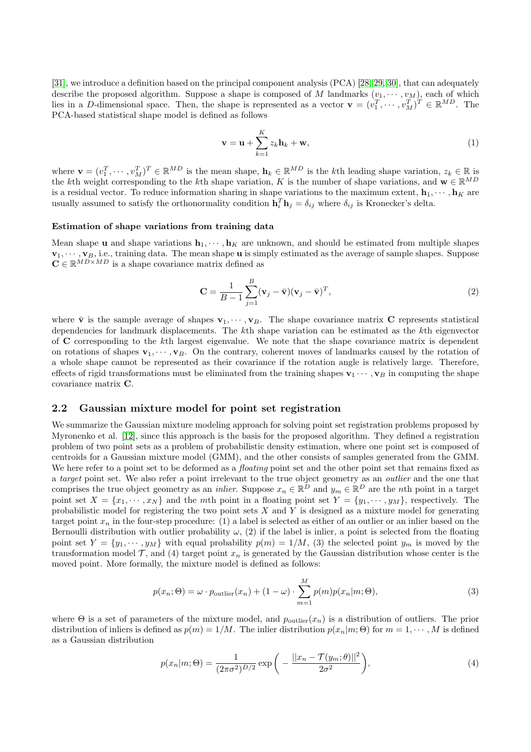[31], we introduce a definition based on the principal component analysis (PCA) [28, 29, 30], that can adequately describe the proposed algorithm. Suppose a shape is composed of $M$ landmarks $(v_1, \cdots, v_M)$, each of which lies in a $D$-dimensional space. Then, the shape is represented as a vector $\mathbf{v} = (v_1^T, \cdots, v_M^T)^T \in \mathbb{R}^{MD}$. The PCA-based statistical shape model is defined as follows

$$\mathbf{v} = \mathbf{u} + \sum_{k=1}^{K} z_k \mathbf{h}_k + \mathbf{w}, \tag{1}$$

where $\mathbf{v} = (v_1^T, \cdots, v_M^T)^T \in \mathbb{R}^{MD}$ is the mean shape, $\mathbf{h}_k \in \mathbb{R}^{MD}$ is the $k$th leading shape variation, $z_k \in \mathbb{R}$ is the $k$th weight corresponding to the $k$th shape variation, $K$ is the number of shape variations, and $\mathbf{w} \in \mathbb{R}^{MD}$ is a residual vector. To reduce information sharing in shape variations to the maximum extent, $\mathbf{h}_1, \cdots, \mathbf{h}_K$ are usually assumed to satisfy the orthonormality condition $\mathbf{h}_i^T \mathbf{h}_j = \delta_{ij}$ where $\delta_{ij}$ is Kronecker's delta.

**Estimation of shape variations from training data**

Mean shape $\mathbf{u}$ and shape variations $\mathbf{h}_1, \cdots, \mathbf{h}_K$ are unknown, and should be estimated from multiple shapes $\mathbf{v}_1, \cdots, \mathbf{v}_B$, i.e., training data. The mean shape $\mathbf{u}$ is simply estimated as the average of sample shapes. Suppose $\mathbf{C} \in \mathbb{R}^{MD \times MD}$ is a shape covariance matrix defined as

$$\mathbf{C} = \frac{1}{B-1} \sum_{j=1}^{B} (\mathbf{v}_j - \bar{\mathbf{v}})(\mathbf{v}_j - \bar{\mathbf{v}})^T, \tag{2}$$

where $\bar{\mathbf{v}}$ is the sample average of shapes $\mathbf{v}_1, \cdots, \mathbf{v}_B$. The shape covariance matrix $\mathbf{C}$ represents statistical dependencies for landmark displacements. The $k$th shape variation can be estimated as the $k$th eigenvector of $\mathbf{C}$ corresponding to the $k$th largest eigenvalue. We note that the shape covariance matrix is dependent on rotations of shapes $\mathbf{v}_1, \cdots, \mathbf{v}_B$. On the contrary, coherent moves of landmarks caused by the rotation of a whole shape cannot be represented as their covariance if the rotation angle is relatively large. Therefore, effects of rigid transformations must be eliminated from the training shapes $\mathbf{v}_1 \cdots, \mathbf{v}_B$ in computing the shape covariance matrix $\mathbf{C}$.

## 2.2 Gaussian mixture model for point set registration

We summarize the Gaussian mixture modeling approach for solving point set registration problems proposed by Myronenko et al. [12], since this approach is the basis for the proposed algorithm. They defined a registration problem of two point sets as a problem of probabilistic density estimation, where one point set is composed of centroids for a Gaussian mixture model (GMM), and the other consists of samples generated from the GMM. We here refer to a point set to be deformed as a *floating* point set and the other point set that remains fixed as a *target* point set. We also refer a point irrelevant to the true object geometry as an *outlier* and the one that comprises the true object geometry as an *inlier*. Suppose $x_n \in \mathbb{R}^D$ and $y_m \in \mathbb{R}^D$ are the $n$th point in a target point set $X = \{x_1, \cdots, x_N\}$ and the $m$th point in a floating point set $Y = \{y_1, \cdots, y_M\}$, respectively. The probabilistic model for registering the two point sets $X$ and $Y$ is designed as a mixture model for generating target point $x_n$ in the four-step procedure: (1) a label is selected as either of an outlier or an inlier based on the Bernoulli distribution with outlier probability $\omega$, (2) if the label is inlier, a point is selected from the floating point set $Y = \{y_1, \cdots, y_M\}$ with equal probability $p(m) = 1/M$, (3) the selected point $y_m$ is moved by the transformation model $\mathcal{T}$, and (4) target point $x_n$ is generated by the Gaussian distribution whose center is the moved point. More formally, the mixture model is defined as follows:

$$p(x_n; \Theta) = \omega \cdot p_{\text{outlier}}(x_n) + (1 - \omega) \cdot \sum_{m=1}^{M} p(m) p(x_n | m; \Theta), \tag{3}$$

where $\Theta$ is a set of parameters of the mixture model, and $p_{\text{outlier}}(x_n)$ is a distribution of outliers. The prior distribution of inliers is defined as $p(m) = 1/M$. The inlier distribution $p(x_n | m; \Theta)$ for $m = 1, \cdots, M$ is defined as a Gaussian distribution

$$p(x_n | m; \Theta) = \frac{1}{(2\pi\sigma^2)^{D/2}} \exp\left( - \frac{||x_n - \mathcal{T}(y_m; \theta)||^2}{2\sigma^2} \right), \tag{4}$$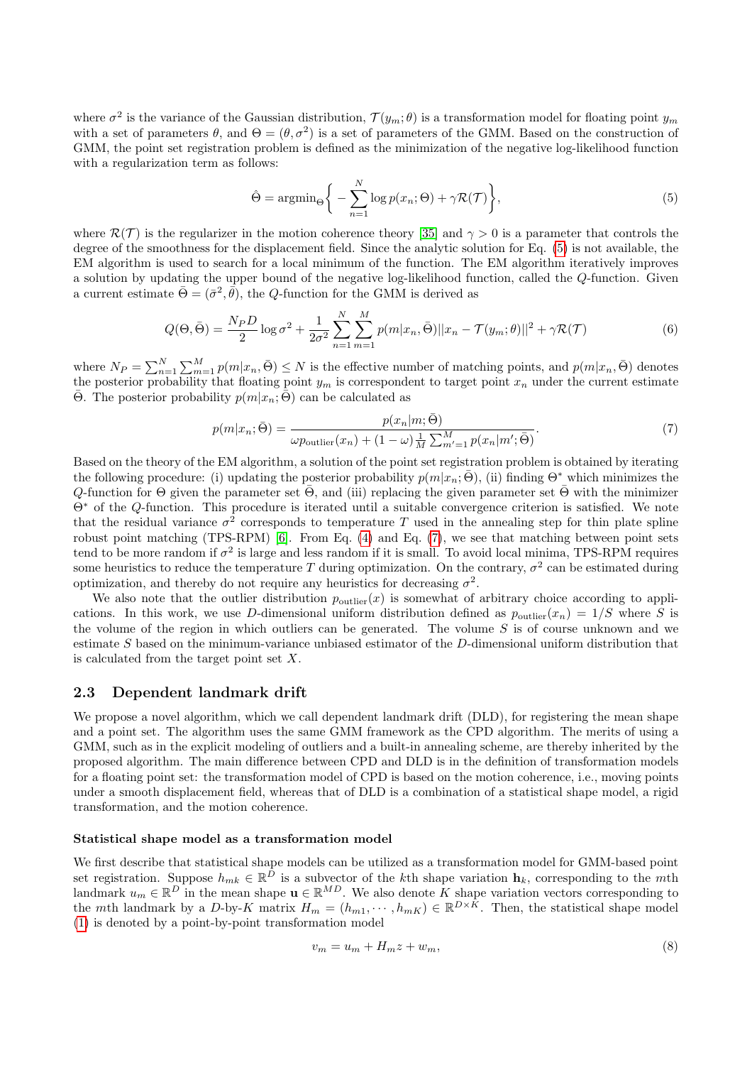where $\sigma^2$ is the variance of the Gaussian distribution, $\mathcal{T}(y_m;\theta)$ is a transformation model for floating point $y_m$ with a set of parameters $\theta$, and $\Theta = (\theta, \sigma^2)$ is a set of parameters of the GMM. Based on the construction of GMM, the point set registration problem is defined as the minimization of the negative log-likelihood function with a regularization term as follows:

$$\hat{\Theta} = \mathrm{argmin}_{\Theta}\left\{ -\sum_{n=1}^{N} \log p(x_n;\Theta) + \gamma \mathcal{R}(\mathcal{T}) \right\}, \tag{5}$$

where $\mathcal{R}(\mathcal{T})$ is the regularizer in the motion coherence theory [35] and $\gamma > 0$ is a parameter that controls the degree of the smoothness for the displacement field. Since the analytic solution for Eq. (5) is not available, the EM algorithm is used to search for a local minimum of the function. The EM algorithm iteratively improves a solution by updating the upper bound of the negative log-likelihood function, called the $Q$-function. Given a current estimate $\bar{\Theta} = (\bar{\sigma}^2, \bar{\theta})$, the $Q$-function for the GMM is derived as

$$Q(\Theta, \bar{\Theta}) = \frac{N_P D}{2} \log \sigma^2 + \frac{1}{2\sigma^2} \sum_{n=1}^{N} \sum_{m=1}^{M} p(m|x_n, \bar{\Theta}) ||x_n - \mathcal{T}(y_m;\theta)||^2 + \gamma \mathcal{R}(\mathcal{T}) \tag{6}$$

where $N_P = \sum_{n=1}^{N} \sum_{m=1}^{M} p(m|x_n, \bar{\Theta}) \leq N$ is the effective number of matching points, and $p(m|x_n, \bar{\Theta})$ denotes the posterior probability that floating point $y_m$ is correspondent to target point $x_n$ under the current estimate $\bar{\Theta}$. The posterior probability $p(m|x_n;\bar{\Theta})$ can be calculated as

$$p(m|x_n;\bar{\Theta}) = \frac{p(x_n|m;\bar{\Theta})}{\omega p_{\mathrm{outlier}}(x_n) + (1-\omega)\frac{1}{M}\sum_{m'=1}^{M} p(x_n|m';\bar{\Theta})}. \tag{7}$$

Based on the theory of the EM algorithm, a solution of the point set registration problem is obtained by iterating the following procedure: (i) updating the posterior probability $p(m|x_n;\bar{\Theta})$, (ii) finding $\Theta^*$ which minimizes the $Q$-function for $\Theta$ given the parameter set $\bar{\Theta}$, and (iii) replacing the given parameter set $\bar{\Theta}$ with the minimizer $\Theta^*$ of the $Q$-function. This procedure is iterated until a suitable convergence criterion is satisfied. We note that the residual variance $\sigma^2$ corresponds to temperature $T$ used in the annealing step for thin plate spline robust point matching (TPS-RPM) [6]. From Eq. (4) and Eq. (7), we see that matching between point sets tend to be more random if $\sigma^2$ is large and less random if it is small. To avoid local minima, TPS-RPM requires some heuristics to reduce the temperature $T$ during optimization. On the contrary, $\sigma^2$ can be estimated during optimization, and thereby do not require any heuristics for decreasing $\sigma^2$.

We also note that the outlier distribution $p_{\mathrm{outlier}}(x)$ is somewhat of arbitrary choice according to applications. In this work, we use $D$-dimensional uniform distribution defined as $p_{\mathrm{outlier}}(x_n) = 1/S$ where $S$ is the volume of the region in which outliers can be generated. The volume $S$ is of course unknown and we estimate $S$ based on the minimum-variance unbiased estimator of the $D$-dimensional uniform distribution that is calculated from the target point set $X$.

## 2.3 Dependent landmark drift

We propose a novel algorithm, which we call dependent landmark drift (DLD), for registering the mean shape and a point set. The algorithm uses the same GMM framework as the CPD algorithm. The merits of using a GMM, such as in the explicit modeling of outliers and a built-in annealing scheme, are thereby inherited by the proposed algorithm. The main difference between CPD and DLD is in the definition of transformation models for a floating point set: the transformation model of CPD is based on the motion coherence, i.e., moving points under a smooth displacement field, whereas that of DLD is a combination of a statistical shape model, a rigid transformation, and the motion coherence.

#### Statistical shape model as a transformation model

We first describe that statistical shape models can be utilized as a transformation model for GMM-based point set registration. Suppose $h_{mk} \in \mathbb{R}^D$ is a subvector of the $k$th shape variation $\mathbf{h}_k$, corresponding to the $m$th landmark $u_m \in \mathbb{R}^D$ in the mean shape $\mathbf{u} \in \mathbb{R}^{MD}$. We also denote $K$ shape variation vectors corresponding to the $m$th landmark by a $D$-by-$K$ matrix $H_m = (h_{m1}, \cdots, h_{mK}) \in \mathbb{R}^{D \times K}$. Then, the statistical shape model (1) is denoted by a point-by-point transformation model

$$v_m = u_m + H_m z + w_m, \tag{8}$$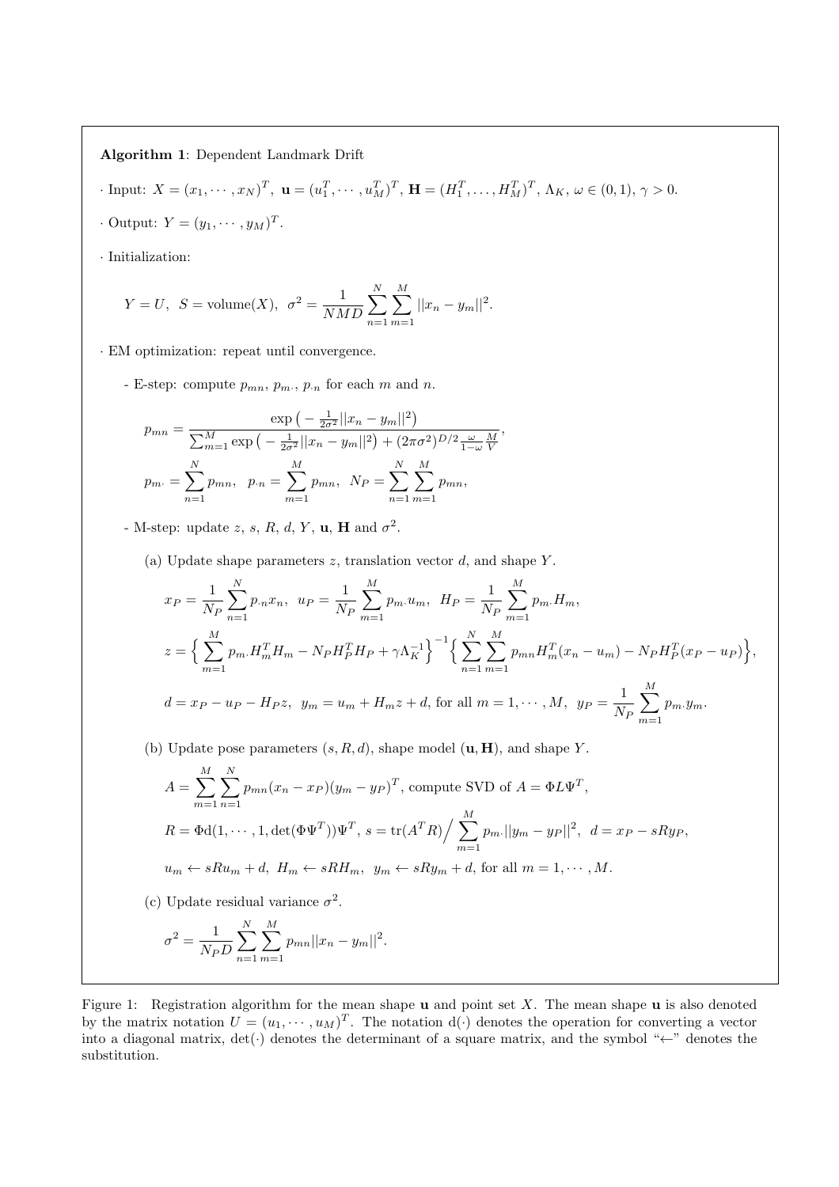**Algorithm 1**: Dependent Landmark Drift

· Input: $X = (x_1, \cdots, x_N)^T$, $\mathbf{u} = (u_1^T, \cdots, u_M^T)^T$, $\mathbf{H} = (H_1^T, \ldots, H_M^T)^T$, $\Lambda_K$, $\omega \in (0, 1)$, $\gamma > 0$.

· Output: $Y = (y_1, \cdots, y_M)^T$.

· Initialization:

$$Y = U, \;\; S = \text{volume}(X), \;\; \sigma^2 = \frac{1}{NMD} \sum_{n=1}^{N} \sum_{m=1}^{M} ||x_n - y_m||^2.$$

· EM optimization: repeat until convergence.

- E-step: compute $p_{mn}$, $p_{m\cdot}$, $p_{\cdot n}$ for each $m$ and $n$.

$$p_{mn} = \frac{\exp\left(-\frac{1}{2\sigma^2}||x_n - y_m||^2\right)}{\sum_{m=1}^{M} \exp\left(-\frac{1}{2\sigma^2}||x_n - y_m||^2\right) + (2\pi\sigma^2)^{D/2} \frac{\omega}{1-\omega} \frac{M}{V}},$$

$$p_{m\cdot} = \sum_{n=1}^{N} p_{mn}, \quad p_{\cdot n} = \sum_{m=1}^{M} p_{mn}, \;\; N_P = \sum_{n=1}^{N} \sum_{m=1}^{M} p_{mn},$$

- M-step: update $z$, $s$, $R$, $d$, $Y$, $\mathbf{u}$, $\mathbf{H}$ and $\sigma^2$.

(a) Update shape parameters $z$, translation vector $d$, and shape $Y$.

$$x_P = \frac{1}{N_P} \sum_{n=1}^{N} p_{\cdot n} x_n, \;\; u_P = \frac{1}{N_P} \sum_{m=1}^{M} p_{m\cdot} u_m, \;\; H_P = \frac{1}{N_P} \sum_{m=1}^{M} p_{m\cdot} H_m,$$

$$z = \Big\{ \sum_{m=1}^{M} p_{m\cdot} H_m^T H_m - N_P H_P^T H_P + \gamma \Lambda_K^{-1} \Big\}^{-1} \Big\{ \sum_{n=1}^{N} \sum_{m=1}^{M} p_{mn} H_m^T (x_n - u_m) - N_P H_P^T (x_P - u_P) \Big\},$$

$$d = x_P - u_P - H_P z, \;\; y_m = u_m + H_m z + d, \text{ for all } m = 1, \cdots, M, \;\; y_P = \frac{1}{N_P} \sum_{m=1}^{M} p_{m\cdot} y_m.$$

(b) Update pose parameters $(s, R, d)$, shape model $(\mathbf{u}, \mathbf{H})$, and shape $Y$.

$$A = \sum_{m=1}^{M} \sum_{n=1}^{N} p_{mn} (x_n - x_P)(y_m - y_P)^T, \text{ compute SVD of } A = \Phi L \Psi^T,$$

$$R = \Phi \mathrm{d}(1, \cdots, 1, \det(\Phi \Psi^T)) \Psi^T, \; s = \mathrm{tr}(A^T R) \Big/ \sum_{m=1}^{M} p_{m\cdot} ||y_m - y_P||^2, \;\; d = x_P - sR y_P,$$

$$u_m \leftarrow sR u_m + d, \;\; H_m \leftarrow sR H_m, \;\; y_m \leftarrow sR y_m + d, \text{ for all } m = 1, \cdots, M.$$

(c) Update residual variance $\sigma^2$.

$$\sigma^2 = \frac{1}{N_P D} \sum_{n=1}^{N} \sum_{m=1}^{M} p_{mn} ||x_n - y_m||^2.$$

Figure 1: Registration algorithm for the mean shape $\mathbf{u}$ and point set $X$. The mean shape $\mathbf{u}$ is also denoted by the matrix notation $U = (u_1, \cdots, u_M)^T$. The notation $\mathrm{d}(\cdot)$ denotes the operation for converting a vector into a diagonal matrix, $\det(\cdot)$ denotes the determinant of a square matrix, and the symbol "$\leftarrow$" denotes the substitution.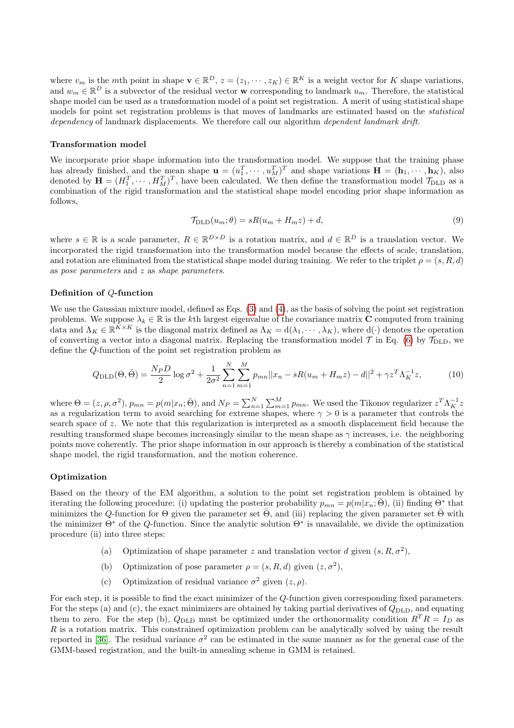where $v_m$ is the $m$th point in shape $\mathbf{v} \in \mathbb{R}^D$, $z = (z_1, \cdots, z_K) \in \mathbb{R}^K$ is a weight vector for $K$ shape variations, and $w_m \in \mathbb{R}^D$ is a subvector of the residual vector $\mathbf{w}$ corresponding to landmark $u_m$. Therefore, the statistical shape model can be used as a transformation model of a point set registration. A merit of using statistical shape models for point set registration problems is that moves of landmarks are estimated based on the *statistical dependency* of landmark displacements. We therefore call our algorithm *dependent landmark drift*.

**Transformation model**

We incorporate prior shape information into the transformation model. We suppose that the training phase has already finished, and the mean shape $\mathbf{u} = (u_1^T, \cdots, u_M^T)^T$ and shape variations $\mathbf{H} = (\mathbf{h}_1, \cdots, \mathbf{h}_K)$, also denoted by $\mathbf{H} = (H_1^T, \cdots, H_M^T)^T$, have been calculated. We then define the transformation model $\mathcal{T}_{\text{DLD}}$ as a combination of the rigid transformation and the statistical shape model encoding prior shape information as follows,

$$\mathcal{T}_{\text{DLD}}(u_m; \theta) = sR(u_m + H_m z) + d, \tag{9}$$

where $s \in \mathbb{R}$ is a scale parameter, $R \in \mathbb{R}^{D \times D}$ is a rotation matrix, and $d \in \mathbb{R}^D$ is a translation vector. We incorporated the rigid transformation into the transformation model because the effects of scale, translation, and rotation are eliminated from the statistical shape model during training. We refer to the triplet $\rho = (s, R, d)$ as *pose parameters* and $z$ as *shape parameters*.

**Definition of $Q$-function**

We use the Gaussian mixture model, defined as Eqs. (3) and (4), as the basis of solving the point set registration problems. We suppose $\lambda_k \in \mathbb{R}$ is the $k$th largest eigenvalue of the covariance matrix $\mathbf{C}$ computed from training data and $\Lambda_K \in \mathbb{R}^{K \times K}$ is the diagonal matrix defined as $\Lambda_K = \text{d}(\lambda_1, \cdots, \lambda_K)$, where $\text{d}(\cdot)$ denotes the operation of converting a vector into a diagonal matrix. Replacing the transformation model $\mathcal{T}$ in Eq. (6) by $\mathcal{T}_{\text{DLD}}$, we define the $Q$-function of the point set registration problem as

$$Q_{\text{DLD}}(\Theta, \bar{\Theta}) = \frac{N_P D}{2} \log \sigma^2 + \frac{1}{2\sigma^2} \sum_{n=1}^{N} \sum_{m=1}^{M} p_{mn} ||x_n - sR(u_m + H_m z) - d||^2 + \gamma z^T \Lambda_K^{-1} z, \tag{10}$$

where $\Theta = (z, \rho, \sigma^2)$, $p_{mn} = p(m|x_n; \bar{\Theta})$, and $N_P = \sum_{n=1}^{N} \sum_{m=1}^{M} p_{mn}$. We used the Tikonov regularizer $z^T \Lambda_K^{-1} z$ as a regularization term to avoid searching for extreme shapes, where $\gamma > 0$ is a parameter that controls the search space of $z$. We note that this regularization is interpreted as a smooth displacement field because the resulting transformed shape becomes increasingly similar to the mean shape as $\gamma$ increases, i.e. the neighboring points move coherently. The prior shape information in our approach is thereby a combination of the statistical shape model, the rigid transformation, and the motion coherence.

**Optimization**

Based on the theory of the EM algorithm, a solution to the point set registration problem is obtained by iterating the following procedure: (i) updating the posterior probability $p_{mn} = p(m|x_n; \bar{\Theta})$, (ii) finding $\Theta^*$ that minimizes the $Q$-function for $\Theta$ given the parameter set $\bar{\Theta}$, and (iii) replacing the given parameter set $\bar{\Theta}$ with the minimizer $\Theta^*$ of the $Q$-function. Since the analytic solution $\Theta^*$ is unavailable, we divide the optimization procedure (ii) into three steps:

(a) Optimization of shape parameter $z$ and translation vector $d$ given $(s, R, \sigma^2)$,

(b) Optimization of pose parameter $\rho = (s, R, d)$ given $(z, \sigma^2)$,

(c) Optimization of residual variance $\sigma^2$ given $(z, \rho)$.

For each step, it is possible to find the exact minimizer of the $Q$-function given corresponding fixed parameters. For the steps (a) and (c), the exact minimizers are obtained by taking partial derivatives of $Q_{\text{DLD}}$, and equating them to zero. For the step (b), $Q_{\text{DLD}}$ must be optimized under the orthonormality condition $R^T R = I_D$ as $R$ is a rotation matrix. This constrained optimization problem can be analytically solved by using the result reported in [36]. The residual variance $\sigma^2$ can be estimated in the same manner as for the general case of the GMM-based registration, and the built-in annealing scheme in GMM is retained.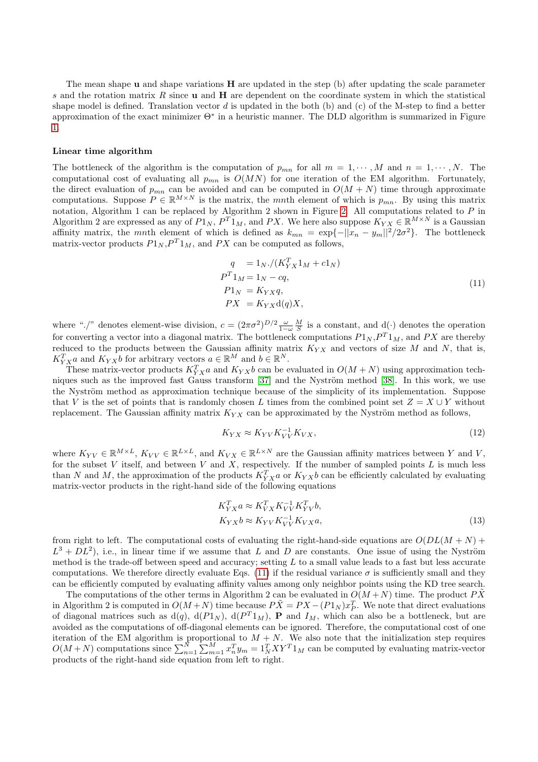The mean shape $\mathbf{u}$ and shape variations $\mathbf{H}$ are updated in the step (b) after updating the scale parameter $s$ and the rotation matrix $R$ since $\mathbf{u}$ and $\mathbf{H}$ are dependent on the coordinate system in which the statistical shape model is defined. Translation vector $d$ is updated in the both (b) and (c) of the M-step to find a better approximation of the exact minimizer $\Theta^*$ in a heuristic manner. The DLD algorithm is summarized in Figure 1.

**Linear time algorithm**

The bottleneck of the algorithm is the computation of $p_{mn}$ for all $m = 1, \cdots, M$ and $n = 1, \cdots, N$. The computational cost of evaluating all $p_{mn}$ is $O(MN)$ for one iteration of the EM algorithm. Fortunately, the direct evaluation of $p_{mn}$ can be avoided and can be computed in $O(M + N)$ time through approximate computations. Suppose $P \in \mathbb{R}^{M\times N}$ is the matrix, the $mn$th element of which is $p_{mn}$. By using this matrix notation, Algorithm 1 can be replaced by Algorithm 2 shown in Figure 2. All computations related to $P$ in Algorithm 2 are expressed as any of $P1_N$, $P^T 1_M$, and $PX$. We here also suppose $K_{YX} \in \mathbb{R}^{M\times N}$ is a Gaussian affinity matrix, the $mn$th element of which is defined as $k_{mn} = \exp\{-||x_n - y_m||^2/2\sigma^2\}$. The bottleneck matrix-vector products $P1_N$,$P^T 1_M$, and $PX$ can be computed as follows,

$$
\begin{aligned}
q \; &= 1_N./(K_{YX}^T 1_M + c1_N) \\
P^T 1_M &= 1_N - cq, \\
P1_N \; &= K_{YX}q, \\
PX \; &= K_{YX}\mathrm{d}(q)X,
\end{aligned}
\tag{11}
$$

where "./" denotes element-wise division, $c = (2\pi\sigma^2)^{D/2} \frac{\omega}{1-\omega} \frac{M}{S}$ is a constant, and $\mathrm{d}(\cdot)$ denotes the operation for converting a vector into a diagonal matrix. The bottleneck computations $P1_N$,$P^T 1_M$, and $PX$ are thereby reduced to the products between the Gaussian affinity matrix $K_{YX}$ and vectors of size $M$ and $N$, that is, $K_{YX}^T a$ and $K_{YX}b$ for arbitrary vectors $a \in \mathbb{R}^M$ and $b \in \mathbb{R}^N$.

These matrix-vector products $K_{YX}^T a$ and $K_{YX}b$ can be evaluated in $O(M + N)$ using approximation techniques such as the improved fast Gauss transform [37] and the Nyström method [38]. In this work, we use the Nyström method as approximation technique because of the simplicity of its implementation. Suppose that $V$ is the set of points that is randomly chosen $L$ times from the combined point set $Z = X \cup Y$ without replacement. The Gaussian affinity matrix $K_{YX}$ can be approximated by the Nyström method as follows,

$$
K_{YX} \approx K_{YV} K_{VV}^{-1} K_{VX}, \tag{12}
$$

where $K_{YV} \in \mathbb{R}^{M\times L}$, $K_{VV} \in \mathbb{R}^{L\times L}$, and $K_{VX} \in \mathbb{R}^{L\times N}$ are the Gaussian affinity matrices between $Y$ and $V$, for the subset $V$ itself, and between $V$ and $X$, respectively. If the number of sampled points $L$ is much less than $N$ and $M$, the approximation of the products $K_{YX}^T a$ or $K_{YX}b$ can be efficiently calculated by evaluating matrix-vector products in the right-hand side of the following equations

$$
\begin{aligned}
K_{YX}^T a &\approx K_{VX}^T K_{VV}^{-1} K_{YV}^T b, \\
K_{YX} b &\approx K_{YV} K_{VV}^{-1} K_{VX} a,
\end{aligned}
\tag{13}
$$

from right to left. The computational costs of evaluating the right-hand-side equations are $O(DL(M + N) + L^3 + DL^2)$, i.e., in linear time if we assume that $L$ and $D$ are constants. One issue of using the Nyström method is the trade-off between speed and accuracy; setting $L$ to a small value leads to a fast but less accurate computations. We therefore directly evaluate Eqs. (11) if the residual variance $\sigma$ is sufficiently small and they can be efficiently computed by evaluating affinity values among only neighbor points using the KD tree search.

The computations of the other terms in Algorithm 2 can be evaluated in $O(M+N)$ time. The product $P\tilde{X}$ in Algorithm 2 is computed in $O(M+N)$ time because $P\tilde{X} = PX - (P1_N)x_P^T$. We note that direct evaluations of diagonal matrices such as $\mathrm{d}(q)$, $\mathrm{d}(P1_N)$, $\mathrm{d}(P^T 1_M)$, $\mathbf{P}$ and $I_M$, which can also be a bottleneck, but are avoided as the computations of off-diagonal elements can be ignored. Therefore, the computational cost of one iteration of the EM algorithm is proportional to $M + N$. We also note that the initialization step requires $O(M+N)$ computations since $\sum_{n=1}^{N}\sum_{m=1}^{M} x_n^T y_m = 1_N^T XY^T 1_M$ can be computed by evaluating matrix-vector products of the right-hand side equation from left to right.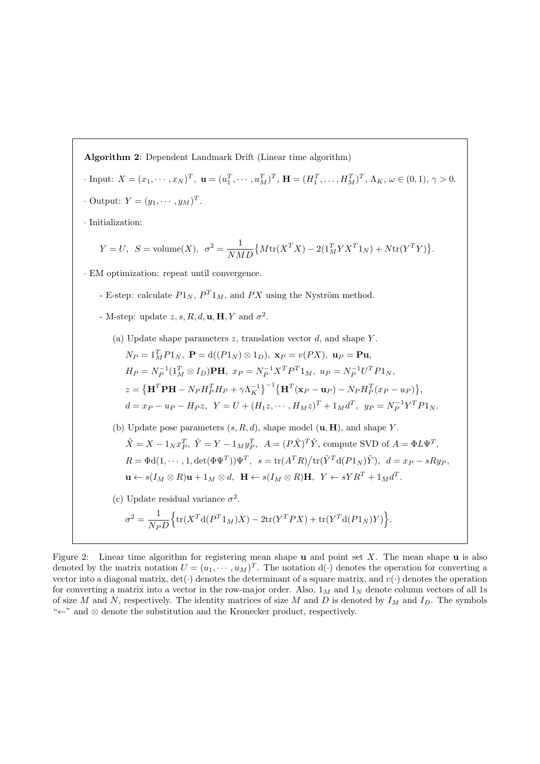**Algorithm 2**: Dependent Landmark Drift (Linear time algorithm)

· Input: $X = (x_1, \cdots, x_N)^T$, $\mathbf{u} = (u_1^T, \cdots, u_M^T)^T$, $\mathbf{H} = (H_1^T, \ldots, H_M^T)^T$, $\Lambda_K$, $\omega \in (0,1)$, $\gamma > 0$.

· Output: $Y = (y_1, \cdots, y_M)^T$.

· Initialization:

$$Y = U, \;\; S = \text{volume}(X), \;\; \sigma^2 = \frac{1}{NMD}\big\{M\text{tr}(X^T X) - 2(1_M^T Y X^T 1_N) + N\text{tr}(Y^T Y)\big\}.$$

· EM optimization: repeat until convergence.

- E-step: calculate $P1_N$, $P^T 1_M$, and $PX$ using the Nyström method.

- M-step: update $z, s, R, d, \mathbf{u}, \mathbf{H}, Y$ and $\sigma^2$.

(a) Update shape parameters $z$, translation vector $d$, and shape $Y$.

$N_P = 1_M^T P 1_N$, $\mathbf{P} = \text{d}((P1_N) \otimes 1_D)$, $\mathbf{x}_P = v(PX)$, $\mathbf{u}_P = \mathbf{P}\mathbf{u}$,

$H_P = N_P^{-1}(1_M^T \otimes I_D)\mathbf{P}\mathbf{H}$, $x_P = N_P^{-1} X^T P^T 1_M$, $u_P = N_P^{-1} U^T P 1_N$,

$z = \big\{\mathbf{H}^T \mathbf{P} \mathbf{H} - N_P H_P^T H_P + \gamma \Lambda_K^{-1}\big\}^{-1}\big\{\mathbf{H}^T(\mathbf{x}_P - \mathbf{u}_P) - N_P H_P^T(x_P - u_P)\big\}$,

$d = x_P - u_P - H_P z$, $Y = U + (H_1 z, \cdots, H_M z)^T + 1_M d^T$, $y_P = N_P^{-1} Y^T P 1_N$.

(b) Update pose parameters $(s, R, d)$, shape model $(\mathbf{u}, \mathbf{H})$, and shape $Y$.

$\tilde{X} = X - 1_N x_P^T$, $\tilde{Y} = Y - 1_M y_P^T$, $A = (P\tilde{X})^T \tilde{Y}$, compute SVD of $A = \Phi L \Psi^T$,

$R = \Phi \text{d}(1, \cdots, 1, \det(\Phi\Psi^T))\Psi^T$, $s = \text{tr}(A^T R) / \text{tr}(\tilde{Y}^T \text{d}(P1_N)\tilde{Y})$, $d = x_P - sRy_P$,

$\mathbf{u} \leftarrow s(I_M \otimes R)\mathbf{u} + 1_M \otimes d$, $\mathbf{H} \leftarrow s(I_M \otimes R)\mathbf{H}$, $Y \leftarrow sYR^T + 1_M d^T$.

(c) Update residual variance $\sigma^2$.

$$\sigma^2 = \frac{1}{N_P D}\Big\{\text{tr}(X^T \text{d}(P^T 1_M) X) - 2\text{tr}(Y^T P X) + \text{tr}(Y^T \text{d}(P1_N) Y)\Big\}.$$

Figure 2: Linear time algorithm for registering mean shape $\mathbf{u}$ and point set $X$. The mean shape $\mathbf{u}$ is also denoted by the matrix notation $U = (u_1, \cdots, u_M)^T$. The notation $\text{d}(\cdot)$ denotes the operation for converting a vector into a diagonal matrix, $\det(\cdot)$ denotes the determinant of a square matrix, and $v(\cdot)$ denotes the operation for converting a matrix into a vector in the row-major order. Also, $1_M$ and $1_N$ denote column vectors of all 1s of size $M$ and $N$, respectively. The identity matrices of size $M$ and $D$ is denoted by $I_M$ and $I_D$. The symbols "$\leftarrow$" and $\otimes$ denote the substitution and the Kronecker product, respectively.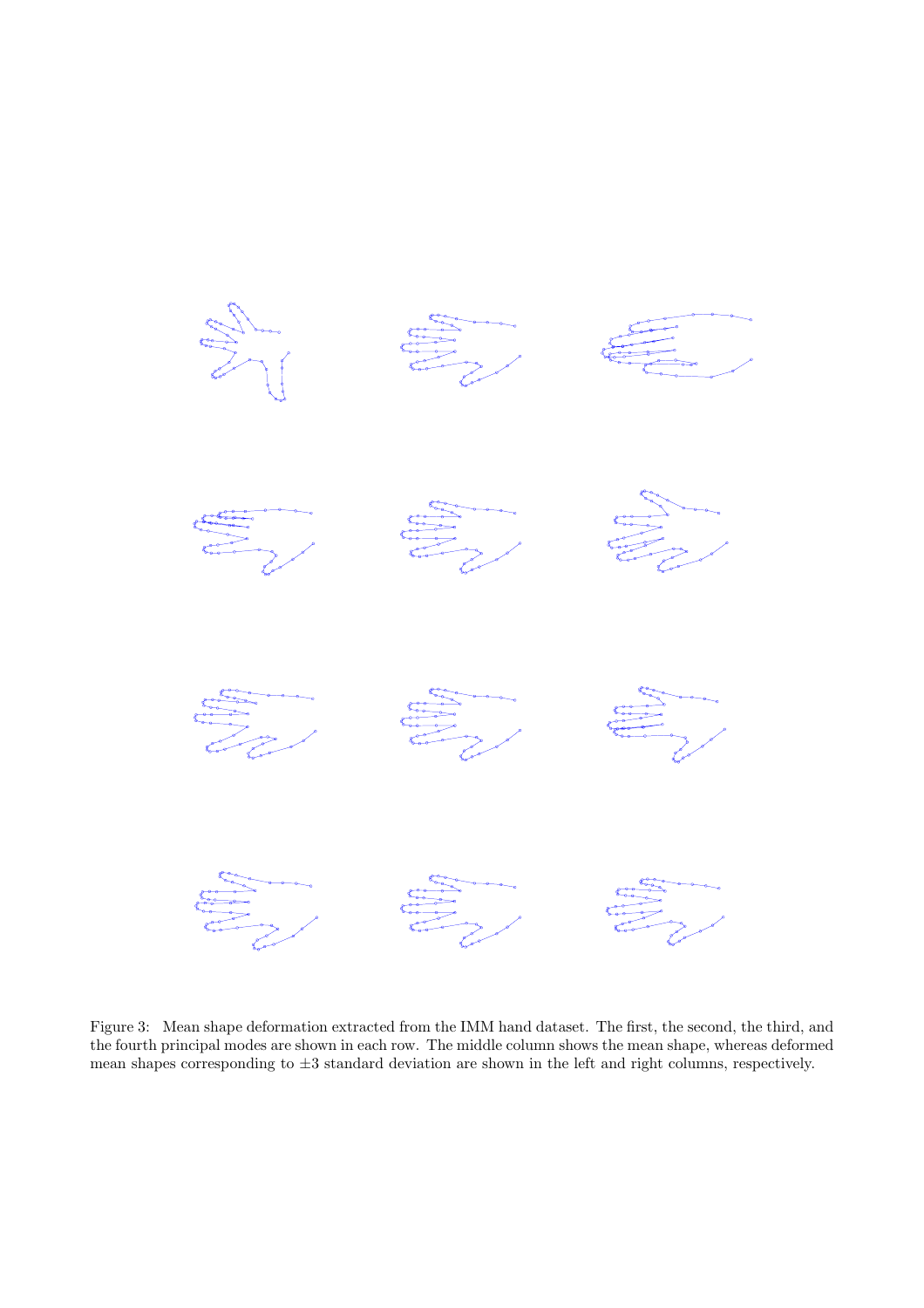Figure 3: Mean shape deformation extracted from the IMM hand dataset. The first, the second, the third, and the fourth principal modes are shown in each row. The middle column shows the mean shape, whereas deformed mean shapes corresponding to $\pm 3$ standard deviation are shown in the left and right columns, respectively.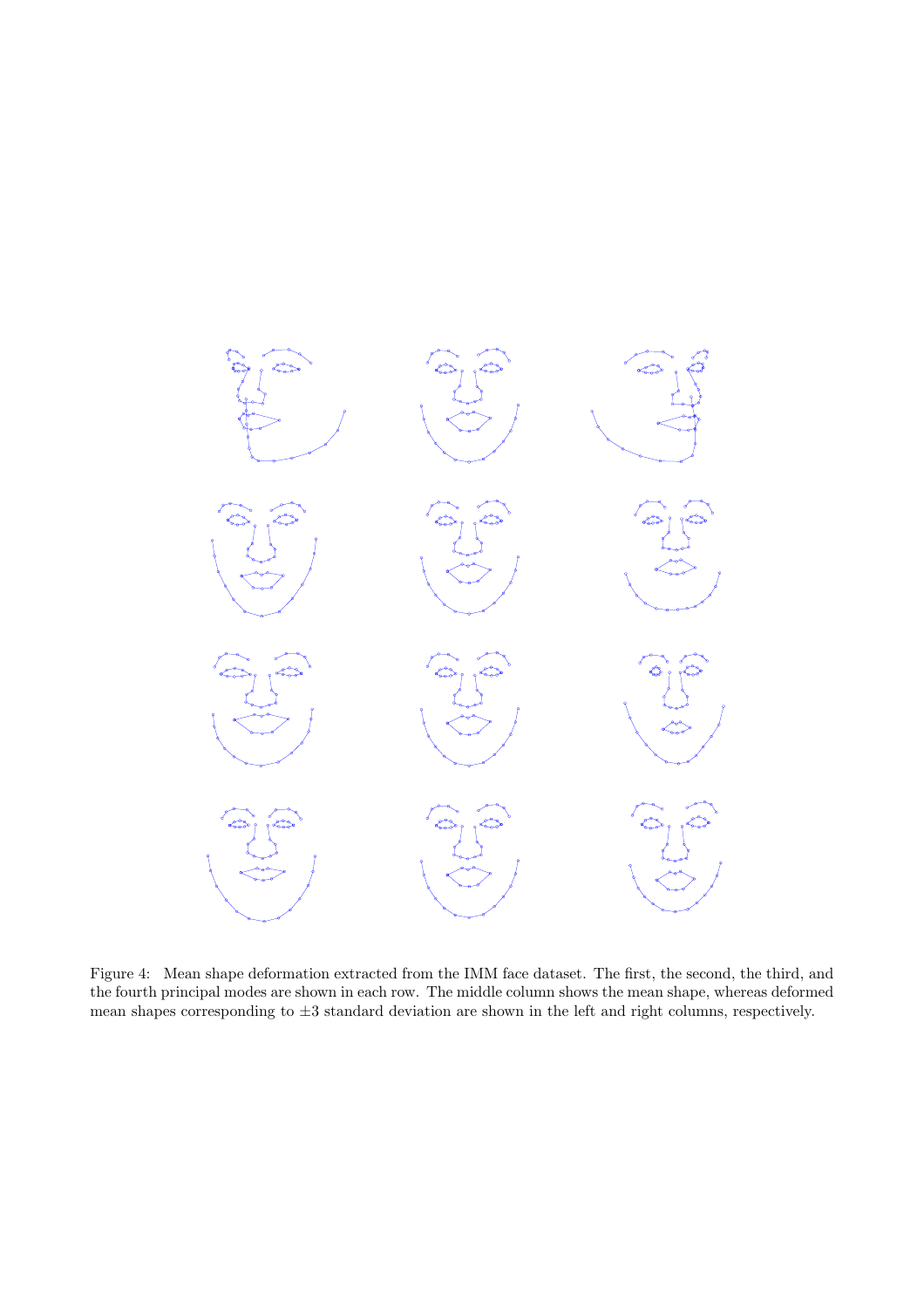Figure 4: Mean shape deformation extracted from the IMM face dataset. The first, the second, the third, and the fourth principal modes are shown in each row. The middle column shows the mean shape, whereas deformed mean shapes corresponding to $\pm 3$ standard deviation are shown in the left and right columns, respectively.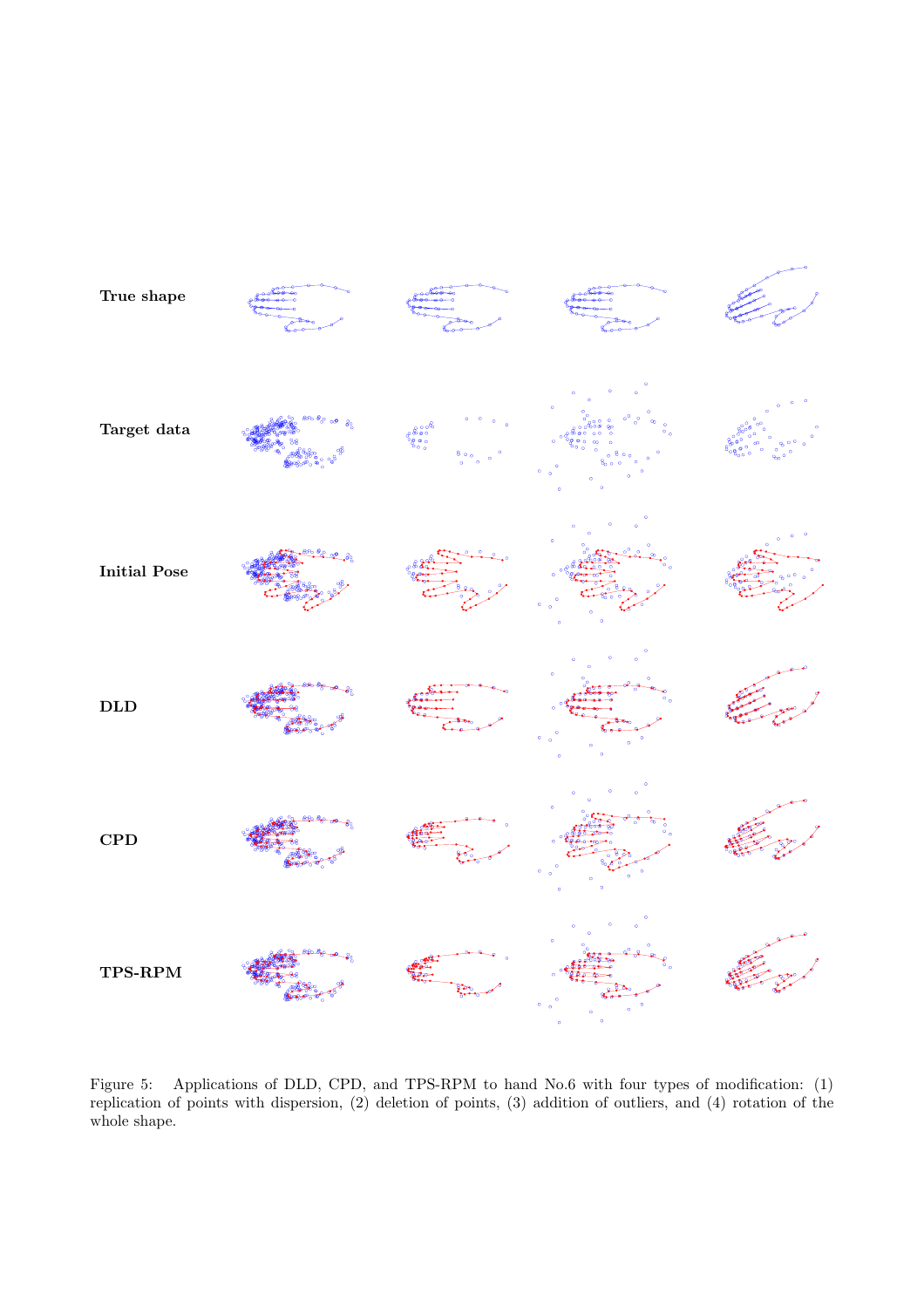Figure 5: Applications of DLD, CPD, and TPS-RPM to hand No.6 with four types of modification: (1) replication of points with dispersion, (2) deletion of points, (3) addition of outliers, and (4) rotation of the whole shape.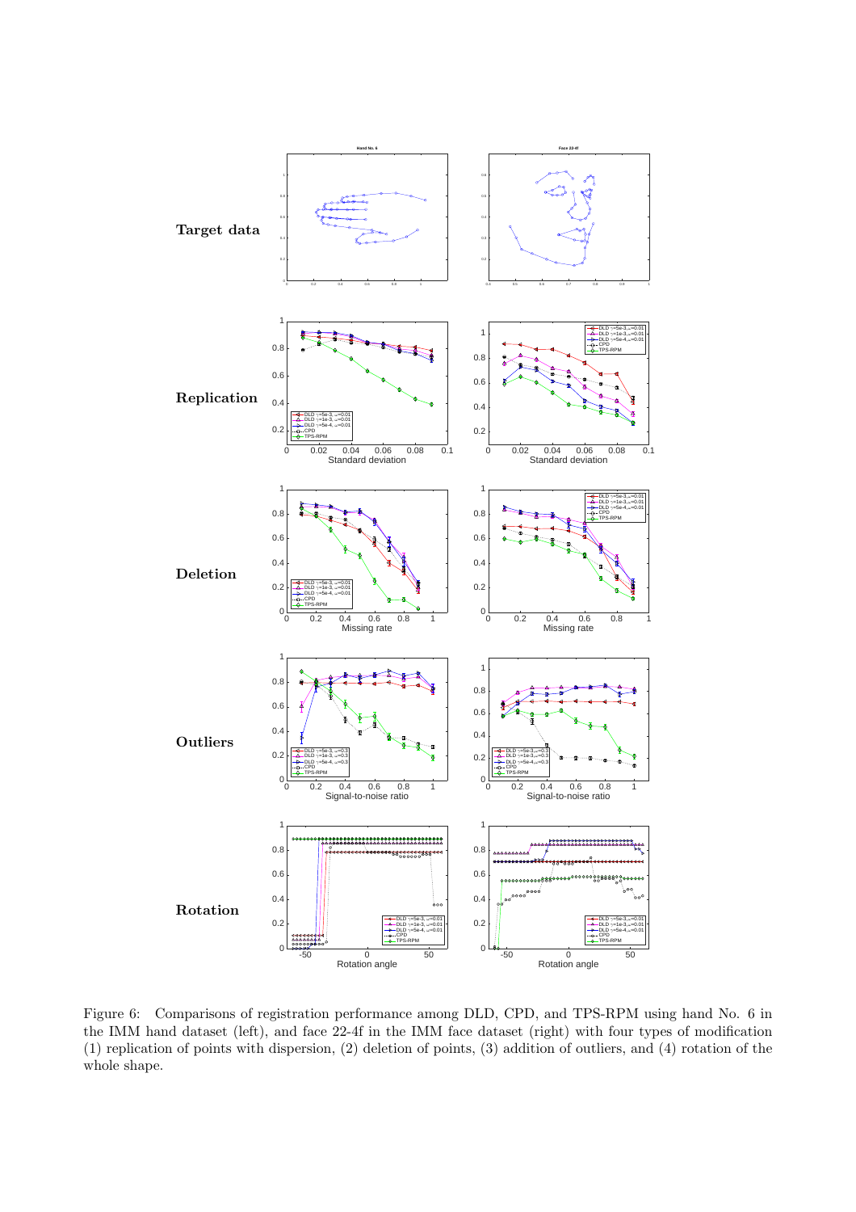Figure 6: Comparisons of registration performance among DLD, CPD, and TPS-RPM using hand No. 6 in the IMM hand dataset (left), and face 22-4f in the IMM face dataset (right) with four types of modification (1) replication of points with dispersion, (2) deletion of points, (3) addition of outliers, and (4) rotation of the whole shape.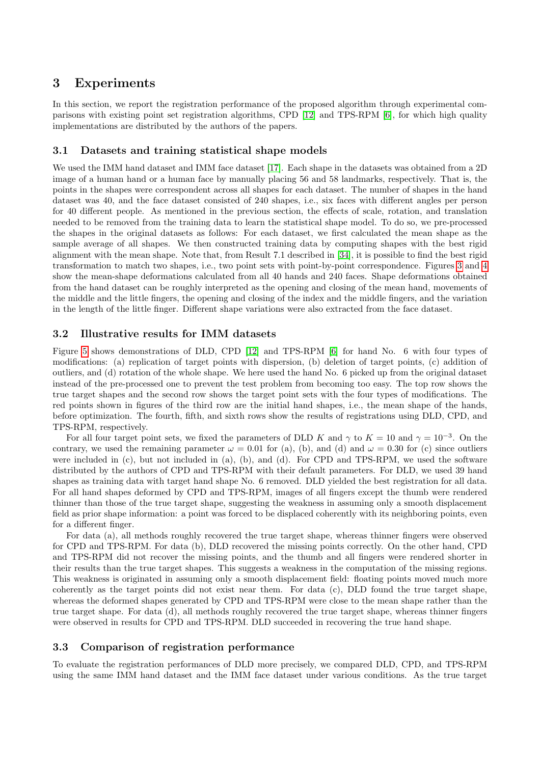## 3 Experiments

In this section, we report the registration performance of the proposed algorithm through experimental comparisons with existing point set registration algorithms, CPD [12] and TPS-RPM [6], for which high quality implementations are distributed by the authors of the papers.

### 3.1 Datasets and training statistical shape models

We used the IMM hand dataset and IMM face dataset [17]. Each shape in the datasets was obtained from a 2D image of a human hand or a human face by manually placing 56 and 58 landmarks, respectively. That is, the points in the shapes were correspondent across all shapes for each dataset. The number of shapes in the hand dataset was 40, and the face dataset consisted of 240 shapes, i.e., six faces with different angles per person for 40 different people. As mentioned in the previous section, the effects of scale, rotation, and translation needed to be removed from the training data to learn the statistical shape model. To do so, we pre-processed the shapes in the original datasets as follows: For each dataset, we first calculated the mean shape as the sample average of all shapes. We then constructed training data by computing shapes with the best rigid alignment with the mean shape. Note that, from Result 7.1 described in [34], it is possible to find the best rigid transformation to match two shapes, i.e., two point sets with point-by-point correspondence. Figures 3 and 4 show the mean-shape deformations calculated from all 40 hands and 240 faces. Shape deformations obtained from the hand dataset can be roughly interpreted as the opening and closing of the mean hand, movements of the middle and the little fingers, the opening and closing of the index and the middle fingers, and the variation in the length of the little finger. Different shape variations were also extracted from the face dataset.

### 3.2 Illustrative results for IMM datasets

Figure 5 shows demonstrations of DLD, CPD [12] and TPS-RPM [6] for hand No. 6 with four types of modifications: (a) replication of target points with dispersion, (b) deletion of target points, (c) addition of outliers, and (d) rotation of the whole shape. We here used the hand No. 6 picked up from the original dataset instead of the pre-processed one to prevent the test problem from becoming too easy. The top row shows the true target shapes and the second row shows the target point sets with the four types of modifications. The red points shown in figures of the third row are the initial hand shapes, i.e., the mean shape of the hands, before optimization. The fourth, fifth, and sixth rows show the results of registrations using DLD, CPD, and TPS-RPM, respectively.

For all four target point sets, we fixed the parameters of DLD $K$ and $\gamma$ to $K = 10$ and $\gamma = 10^{-3}$. On the contrary, we used the remaining parameter $\omega = 0.01$ for (a), (b), and (d) and $\omega = 0.30$ for (c) since outliers were included in (c), but not included in (a), (b), and (d). For CPD and TPS-RPM, we used the software distributed by the authors of CPD and TPS-RPM with their default parameters. For DLD, we used 39 hand shapes as training data with target hand shape No. 6 removed. DLD yielded the best registration for all data. For all hand shapes deformed by CPD and TPS-RPM, images of all fingers except the thumb were rendered thinner than those of the true target shape, suggesting the weakness in assuming only a smooth displacement field as prior shape information: a point was forced to be displaced coherently with its neighboring points, even for a different finger.

For data (a), all methods roughly recovered the true target shape, whereas thinner fingers were observed for CPD and TPS-RPM. For data (b), DLD recovered the missing points correctly. On the other hand, CPD and TPS-RPM did not recover the missing points, and the thumb and all fingers were rendered shorter in their results than the true target shapes. This suggests a weakness in the computation of the missing regions. This weakness is originated in assuming only a smooth displacement field: floating points moved much more coherently as the target points did not exist near them. For data (c), DLD found the true target shape, whereas the deformed shapes generated by CPD and TPS-RPM were close to the mean shape rather than the true target shape. For data (d), all methods roughly recovered the true target shape, whereas thinner fingers were observed in results for CPD and TPS-RPM. DLD succeeded in recovering the true hand shape.

### 3.3 Comparison of registration performance

To evaluate the registration performances of DLD more precisely, we compared DLD, CPD, and TPS-RPM using the same IMM hand dataset and the IMM face dataset under various conditions. As the true target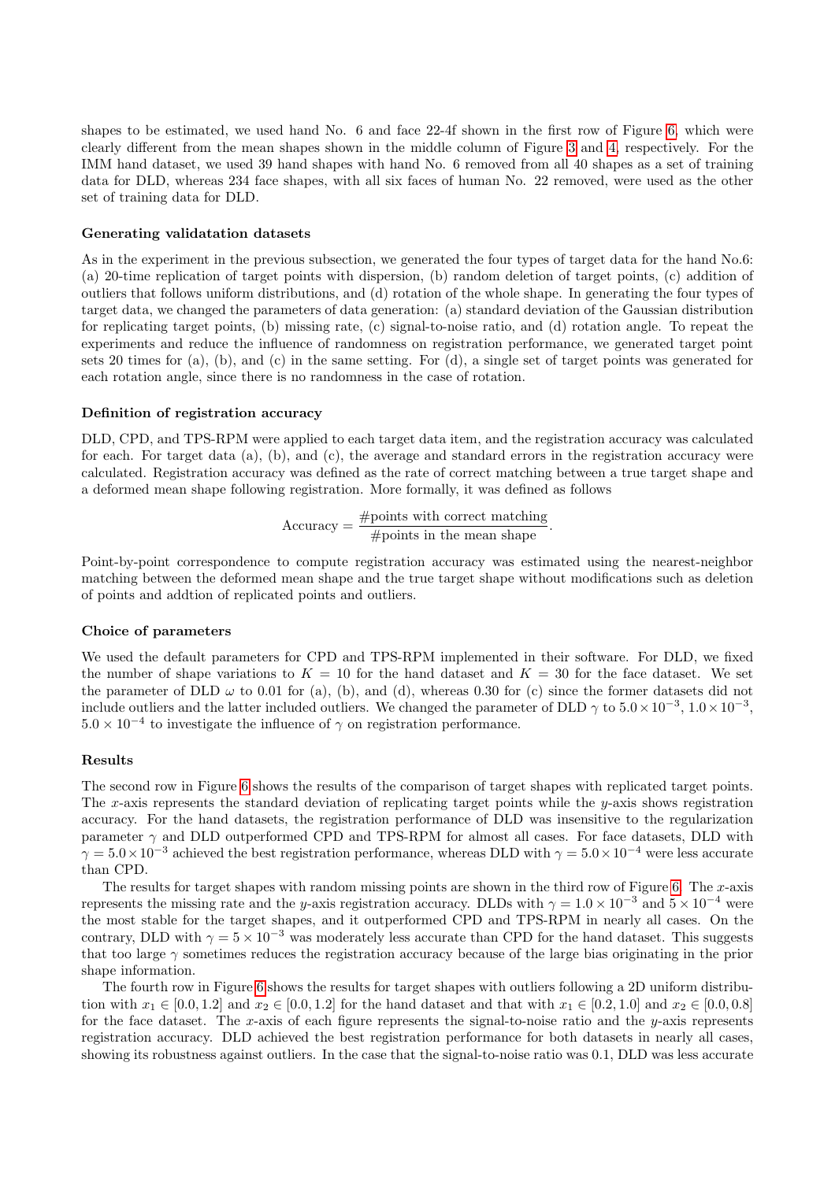shapes to be estimated, we used hand No. 6 and face 22-4f shown in the first row of Figure 6, which were clearly different from the mean shapes shown in the middle column of Figure 3 and 4, respectively. For the IMM hand dataset, we used 39 hand shapes with hand No. 6 removed from all 40 shapes as a set of training data for DLD, whereas 234 face shapes, with all six faces of human No. 22 removed, were used as the other set of training data for DLD.

#### Generating validatation datasets

As in the experiment in the previous subsection, we generated the four types of target data for the hand No.6: (a) 20-time replication of target points with dispersion, (b) random deletion of target points, (c) addition of outliers that follows uniform distributions, and (d) rotation of the whole shape. In generating the four types of target data, we changed the parameters of data generation: (a) standard deviation of the Gaussian distribution for replicating target points, (b) missing rate, (c) signal-to-noise ratio, and (d) rotation angle. To repeat the experiments and reduce the influence of randomness on registration performance, we generated target point sets 20 times for (a), (b), and (c) in the same setting. For (d), a single set of target points was generated for each rotation angle, since there is no randomness in the case of rotation.

#### Definition of registration accuracy

DLD, CPD, and TPS-RPM were applied to each target data item, and the registration accuracy was calculated for each. For target data (a), (b), and (c), the average and standard errors in the registration accuracy were calculated. Registration accuracy was defined as the rate of correct matching between a true target shape and a deformed mean shape following registration. More formally, it was defined as follows

$$\text{Accuracy} = \frac{\text{\#points with correct matching}}{\text{\#points in the mean shape}}.$$

Point-by-point correspondence to compute registration accuracy was estimated using the nearest-neighbor matching between the deformed mean shape and the true target shape without modifications such as deletion of points and addtion of replicated points and outliers.

#### Choice of parameters

We used the default parameters for CPD and TPS-RPM implemented in their software. For DLD, we fixed the number of shape variations to $K = 10$ for the hand dataset and $K = 30$ for the face dataset. We set the parameter of DLD $\omega$ to 0.01 for (a), (b), and (d), whereas 0.30 for (c) since the former datasets did not include outliers and the latter included outliers. We changed the parameter of DLD $\gamma$ to $5.0 \times 10^{-3}$, $1.0 \times 10^{-3}$, $5.0 \times 10^{-4}$ to investigate the influence of $\gamma$ on registration performance.

#### Results

The second row in Figure 6 shows the results of the comparison of target shapes with replicated target points. The $x$-axis represents the standard deviation of replicating target points while the $y$-axis shows registration accuracy. For the hand datasets, the registration performance of DLD was insensitive to the regularization parameter $\gamma$ and DLD outperformed CPD and TPS-RPM for almost all cases. For face datasets, DLD with $\gamma = 5.0 \times 10^{-3}$ achieved the best registration performance, whereas DLD with $\gamma = 5.0 \times 10^{-4}$ were less accurate than CPD.

The results for target shapes with random missing points are shown in the third row of Figure 6. The $x$-axis represents the missing rate and the $y$-axis registration accuracy. DLDs with $\gamma = 1.0 \times 10^{-3}$ and $5 \times 10^{-4}$ were the most stable for the target shapes, and it outperformed CPD and TPS-RPM in nearly all cases. On the contrary, DLD with $\gamma = 5 \times 10^{-3}$ was moderately less accurate than CPD for the hand dataset. This suggests that too large $\gamma$ sometimes reduces the registration accuracy because of the large bias originating in the prior shape information.

The fourth row in Figure 6 shows the results for target shapes with outliers following a 2D uniform distribution with $x_1 \in [0.0, 1.2]$ and $x_2 \in [0.0, 1.2]$ for the hand dataset and that with $x_1 \in [0.2, 1.0]$ and $x_2 \in [0.0, 0.8]$ for the face dataset. The $x$-axis of each figure represents the signal-to-noise ratio and the $y$-axis represents registration accuracy. DLD achieved the best registration performance for both datasets in nearly all cases, showing its robustness against outliers. In the case that the signal-to-noise ratio was 0.1, DLD was less accurate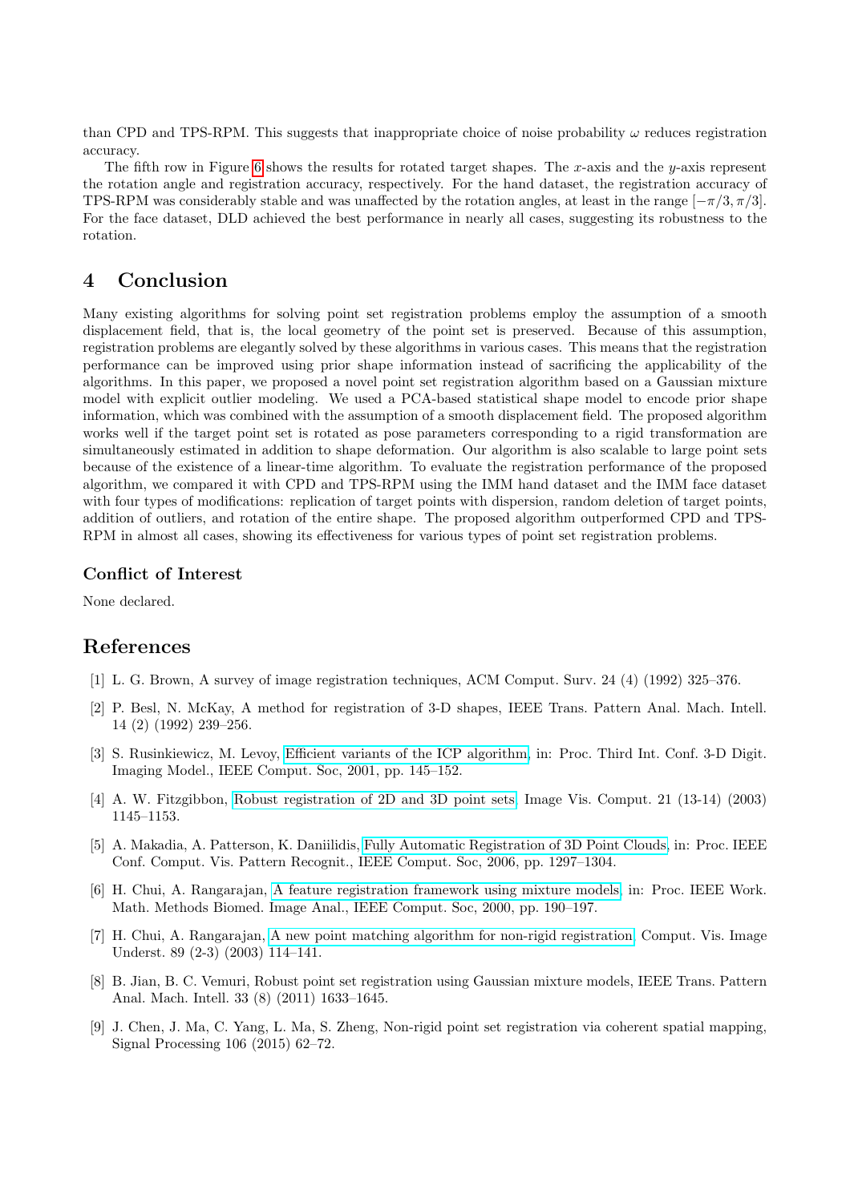than CPD and TPS-RPM. This suggests that inappropriate choice of noise probability $\omega$ reduces registration accuracy.

The fifth row in Figure 6 shows the results for rotated target shapes. The $x$-axis and the $y$-axis represent the rotation angle and registration accuracy, respectively. For the hand dataset, the registration accuracy of TPS-RPM was considerably stable and was unaffected by the rotation angles, at least in the range $[-\pi/3, \pi/3]$. For the face dataset, DLD achieved the best performance in nearly all cases, suggesting its robustness to the rotation.

## 4 Conclusion

Many existing algorithms for solving point set registration problems employ the assumption of a smooth displacement field, that is, the local geometry of the point set is preserved. Because of this assumption, registration problems are elegantly solved by these algorithms in various cases. This means that the registration performance can be improved using prior shape information instead of sacrificing the applicability of the algorithms. In this paper, we proposed a novel point set registration algorithm based on a Gaussian mixture model with explicit outlier modeling. We used a PCA-based statistical shape model to encode prior shape information, which was combined with the assumption of a smooth displacement field. The proposed algorithm works well if the target point set is rotated as pose parameters corresponding to a rigid transformation are simultaneously estimated in addition to shape deformation. Our algorithm is also scalable to large point sets because of the existence of a linear-time algorithm. To evaluate the registration performance of the proposed algorithm, we compared it with CPD and TPS-RPM using the IMM hand dataset and the IMM face dataset with four types of modifications: replication of target points with dispersion, random deletion of target points, addition of outliers, and rotation of the entire shape. The proposed algorithm outperformed CPD and TPS-RPM in almost all cases, showing its effectiveness for various types of point set registration problems.

### Conflict of Interest

None declared.

## References

[1] L. G. Brown, A survey of image registration techniques, ACM Comput. Surv. 24 (4) (1992) 325–376.

[2] P. Besl, N. McKay, A method for registration of 3-D shapes, IEEE Trans. Pattern Anal. Mach. Intell. 14 (2) (1992) 239–256.

[3] S. Rusinkiewicz, M. Levoy, Efficient variants of the ICP algorithm, in: Proc. Third Int. Conf. 3-D Digit. Imaging Model., IEEE Comput. Soc, 2001, pp. 145–152.

[4] A. W. Fitzgibbon, Robust registration of 2D and 3D point sets, Image Vis. Comput. 21 (13-14) (2003) 1145–1153.

[5] A. Makadia, A. Patterson, K. Daniilidis, Fully Automatic Registration of 3D Point Clouds, in: Proc. IEEE Conf. Comput. Vis. Pattern Recognit., IEEE Comput. Soc, 2006, pp. 1297–1304.

[6] H. Chui, A. Rangarajan, A feature registration framework using mixture models, in: Proc. IEEE Work. Math. Methods Biomed. Image Anal., IEEE Comput. Soc, 2000, pp. 190–197.

[7] H. Chui, A. Rangarajan, A new point matching algorithm for non-rigid registration, Comput. Vis. Image Underst. 89 (2-3) (2003) 114–141.

[8] B. Jian, B. C. Vemuri, Robust point set registration using Gaussian mixture models, IEEE Trans. Pattern Anal. Mach. Intell. 33 (8) (2011) 1633–1645.

[9] J. Chen, J. Ma, C. Yang, L. Ma, S. Zheng, Non-rigid point set registration via coherent spatial mapping, Signal Processing 106 (2015) 62–72.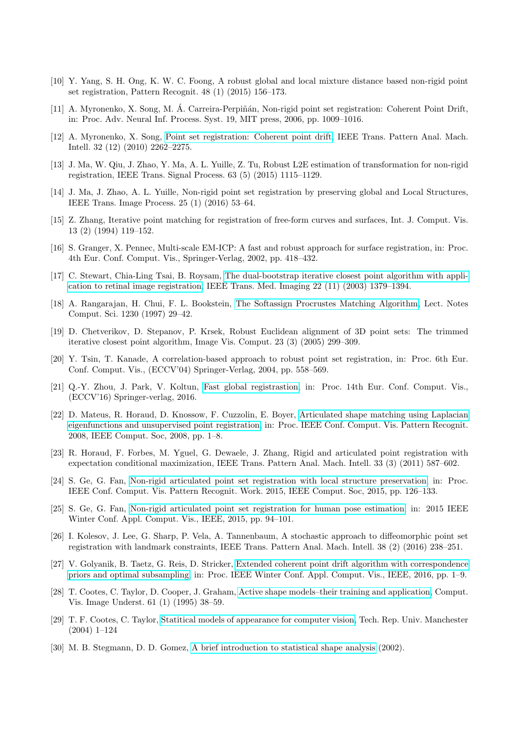[10] Y. Yang, S. H. Ong, K. W. C. Foong, A robust global and local mixture distance based non-rigid point set registration, Pattern Recognit. 48 (1) (2015) 156–173.

[11] A. Myronenko, X. Song, M. Á. Carreira-Perpiñán, Non-rigid point set registration: Coherent Point Drift, in: Proc. Adv. Neural Inf. Process. Syst. 19, MIT press, 2006, pp. 1009–1016.

[12] A. Myronenko, X. Song, Point set registration: Coherent point drift, IEEE Trans. Pattern Anal. Mach. Intell. 32 (12) (2010) 2262–2275.

[13] J. Ma, W. Qiu, J. Zhao, Y. Ma, A. L. Yuille, Z. Tu, Robust L2E estimation of transformation for non-rigid registration, IEEE Trans. Signal Process. 63 (5) (2015) 1115–1129.

[14] J. Ma, J. Zhao, A. L. Yuille, Non-rigid point set registration by preserving global and Local Structures, IEEE Trans. Image Process. 25 (1) (2016) 53–64.

[15] Z. Zhang, Iterative point matching for registration of free-form curves and surfaces, Int. J. Comput. Vis. 13 (2) (1994) 119–152.

[16] S. Granger, X. Pennec, Multi-scale EM-ICP: A fast and robust approach for surface registration, in: Proc. 4th Eur. Conf. Comput. Vis., Springer-Verlag, 2002, pp. 418–432.

[17] C. Stewart, Chia-Ling Tsai, B. Roysam, The dual-bootstrap iterative closest point algorithm with application to retinal image registration, IEEE Trans. Med. Imaging 22 (11) (2003) 1379–1394.

[18] A. Rangarajan, H. Chui, F. L. Bookstein, The Softassign Procrustes Matching Algorithm, Lect. Notes Comput. Sci. 1230 (1997) 29–42.

[19] D. Chetverikov, D. Stepanov, P. Krsek, Robust Euclidean alignment of 3D point sets: The trimmed iterative closest point algorithm, Image Vis. Comput. 23 (3) (2005) 299–309.

[20] Y. Tsin, T. Kanade, A correlation-based approach to robust point set registration, in: Proc. 6th Eur. Conf. Comput. Vis., (ECCV'04) Springer-Verlag, 2004, pp. 558–569.

[21] Q.-Y. Zhou, J. Park, V. Koltun, Fast global registrastion, in: Proc. 14th Eur. Conf. Comput. Vis., (ECCV'16) Springer-verlag, 2016.

[22] D. Mateus, R. Horaud, D. Knossow, F. Cuzzolin, E. Boyer, Articulated shape matching using Laplacian eigenfunctions and unsupervised point registration, in: Proc. IEEE Conf. Comput. Vis. Pattern Recognit. 2008, IEEE Comput. Soc, 2008, pp. 1–8.

[23] R. Horaud, F. Forbes, M. Yguel, G. Dewaele, J. Zhang, Rigid and articulated point registration with expectation conditional maximization, IEEE Trans. Pattern Anal. Mach. Intell. 33 (3) (2011) 587–602.

[24] S. Ge, G. Fan, Non-rigid articulated point set registration with local structure preservation, in: Proc. IEEE Conf. Comput. Vis. Pattern Recognit. Work. 2015, IEEE Comput. Soc, 2015, pp. 126–133.

[25] S. Ge, G. Fan, Non-rigid articulated point set registration for human pose estimation, in: 2015 IEEE Winter Conf. Appl. Comput. Vis., IEEE, 2015, pp. 94–101.

[26] I. Kolesov, J. Lee, G. Sharp, P. Vela, A. Tannenbaum, A stochastic approach to diffeomorphic point set registration with landmark constraints, IEEE Trans. Pattern Anal. Mach. Intell. 38 (2) (2016) 238–251.

[27] V. Golyanik, B. Taetz, G. Reis, D. Stricker, Extended coherent point drift algorithm with correspondence priors and optimal subsampling, in: Proc. IEEE Winter Conf. Appl. Comput. Vis., IEEE, 2016, pp. 1–9.

[28] T. Cootes, C. Taylor, D. Cooper, J. Graham, Active shape models–their training and application, Comput. Vis. Image Underst. 61 (1) (1995) 38–59.

[29] T. F. Cootes, C. Taylor, Statitical models of appearance for computer vision, Tech. Rep. Univ. Manchester (2004) 1–124

[30] M. B. Stegmann, D. D. Gomez, A brief introduction to statistical shape analysis (2002).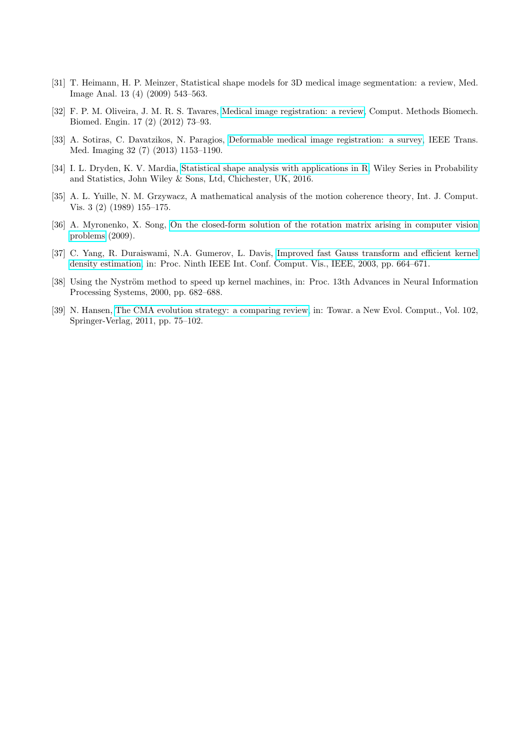[31] T. Heimann, H. P. Meinzer, Statistical shape models for 3D medical image segmentation: a review, Med. Image Anal. 13 (4) (2009) 543–563.

[32] F. P. M. Oliveira, J. M. R. S. Tavares, Medical image registration: a review, Comput. Methods Biomech. Biomed. Engin. 17 (2) (2012) 73–93.

[33] A. Sotiras, C. Davatzikos, N. Paragios, Deformable medical image registration: a survey, IEEE Trans. Med. Imaging 32 (7) (2013) 1153–1190.

[34] I. L. Dryden, K. V. Mardia, Statistical shape analysis with applications in R, Wiley Series in Probability and Statistics, John Wiley & Sons, Ltd, Chichester, UK, 2016.

[35] A. L. Yuille, N. M. Grzywacz, A mathematical analysis of the motion coherence theory, Int. J. Comput. Vis. 3 (2) (1989) 155–175.

[36] A. Myronenko, X. Song, On the closed-form solution of the rotation matrix arising in computer vision problems (2009).

[37] C. Yang, R. Duraiswami, N.A. Gumerov, L. Davis, Improved fast Gauss transform and efficient kernel density estimation, in: Proc. Ninth IEEE Int. Conf. Comput. Vis., IEEE, 2003, pp. 664–671.

[38] Using the Nyström method to speed up kernel machines, in: Proc. 13th Advances in Neural Information Processing Systems, 2000, pp. 682–688.

[39] N. Hansen, The CMA evolution strategy: a comparing review, in: Towar. a New Evol. Comput., Vol. 102, Springer-Verlag, 2011, pp. 75–102.